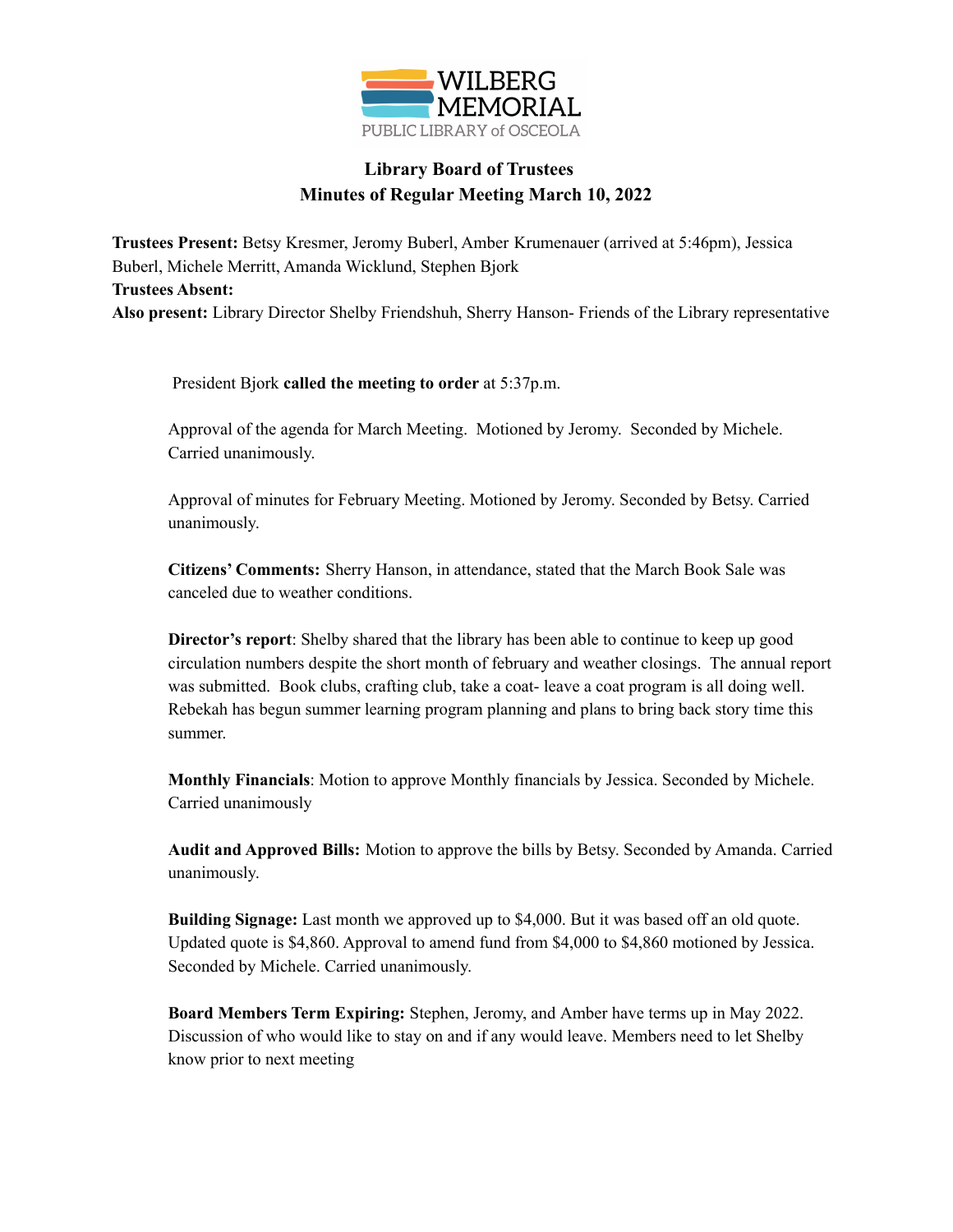WILBERG MEMORIAL
PUBLIC LIBRARY of OSCEOLA

**Library Board of Trustees**
**Minutes of Regular Meeting March 10, 2022**

**Trustees Present:** Betsy Kresmer, Jeromy Buberl, Amber Krumenauer (arrived at 5:46pm), Jessica Buberl, Michele Merritt, Amanda Wicklund, Stephen Bjork
**Trustees Absent:**
**Also present:** Library Director Shelby Friendshuh, Sherry Hanson- Friends of the Library representative

President Bjork **called the meeting to order** at 5:37p.m.

Approval of the agenda for March Meeting. Motioned by Jeromy. Seconded by Michele. Carried unanimously.

Approval of minutes for February Meeting. Motioned by Jeromy. Seconded by Betsy. Carried unanimously.

**Citizens' Comments:** Sherry Hanson, in attendance, stated that the March Book Sale was canceled due to weather conditions.

**Director's report**: Shelby shared that the library has been able to continue to keep up good circulation numbers despite the short month of february and weather closings. The annual report was submitted. Book clubs, crafting club, take a coat- leave a coat program is all doing well. Rebekah has begun summer learning program planning and plans to bring back story time this summer.

**Monthly Financials**: Motion to approve Monthly financials by Jessica. Seconded by Michele. Carried unanimously

**Audit and Approved Bills:** Motion to approve the bills by Betsy. Seconded by Amanda. Carried unanimously.

**Building Signage:** Last month we approved up to $4,000. But it was based off an old quote. Updated quote is $4,860. Approval to amend fund from $4,000 to $4,860 motioned by Jessica. Seconded by Michele. Carried unanimously.

**Board Members Term Expiring:** Stephen, Jeromy, and Amber have terms up in May 2022. Discussion of who would like to stay on and if any would leave. Members need to let Shelby know prior to next meeting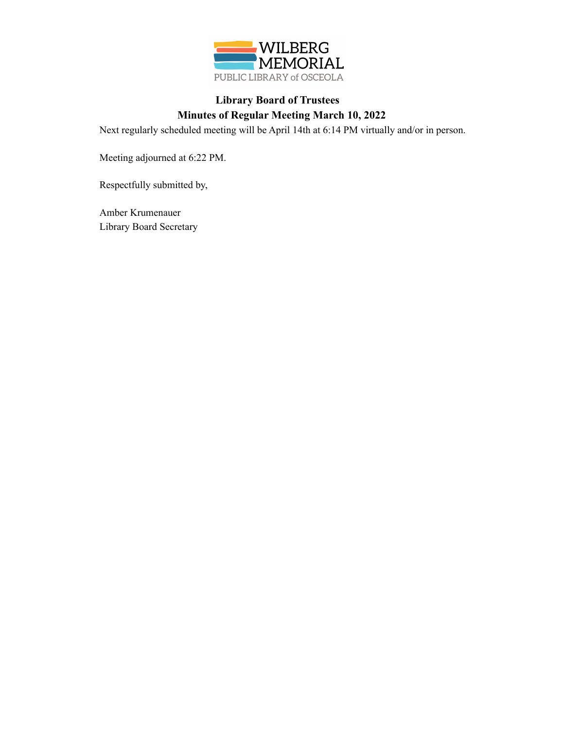WILBERG MEMORIAL
PUBLIC LIBRARY of OSCEOLA

**Library Board of Trustees**
**Minutes of Regular Meeting March 10, 2022**

Next regularly scheduled meeting will be April 14th at 6:14 PM virtually and/or in person.

Meeting adjourned at 6:22 PM.

Respectfully submitted by,

Amber Krumenauer
Library Board Secretary